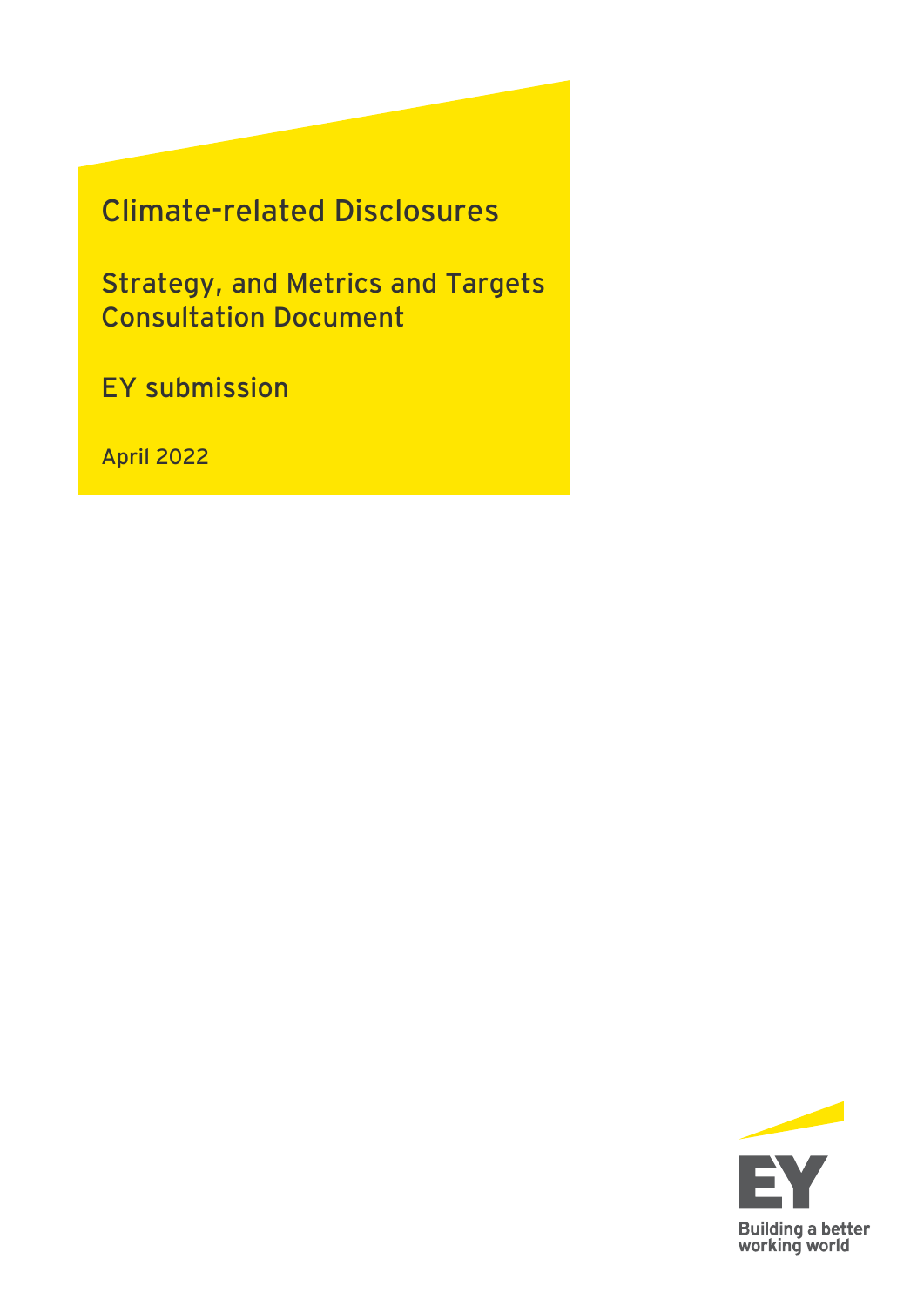# Climate-related Disclosures

## Strategy, and Metrics and Targets Consultation Document

## EY submission

April 2022

Building a better working world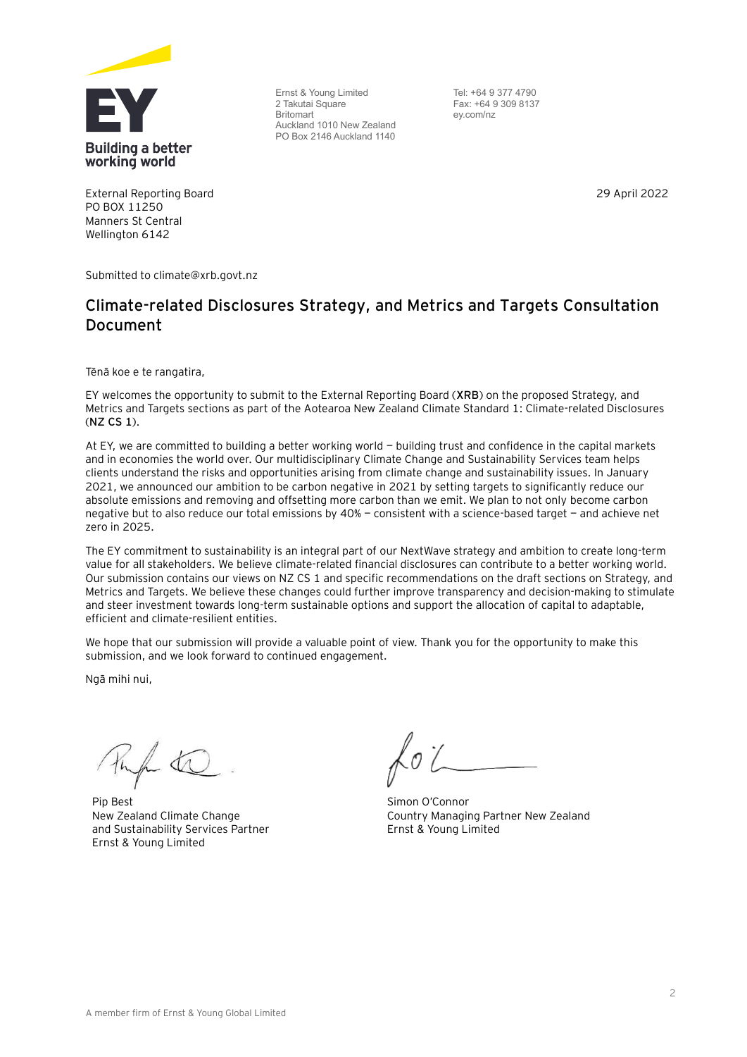Building a better working world

Ernst & Young Limited
2 Takutai Square
Britomart
Auckland 1010 New Zealand
PO Box 2146 Auckland 1140

Tel: +64 9 377 4790
Fax: +64 9 309 8137
ey.com/nz

External Reporting Board
PO BOX 11250
Manners St Central
Wellington 6142

29 April 2022

Submitted to climate@xrb.govt.nz

## Climate-related Disclosures Strategy, and Metrics and Targets Consultation Document

Tēnā koe e te rangatira,

EY welcomes the opportunity to submit to the External Reporting Board (**XRB**) on the proposed Strategy, and Metrics and Targets sections as part of the Aotearoa New Zealand Climate Standard 1: Climate-related Disclosures (**NZ CS 1**).

At EY, we are committed to building a better working world – building trust and confidence in the capital markets and in economies the world over. Our multidisciplinary Climate Change and Sustainability Services team helps clients understand the risks and opportunities arising from climate change and sustainability issues. In January 2021, we announced our ambition to be carbon negative in 2021 by setting targets to significantly reduce our absolute emissions and removing and offsetting more carbon than we emit. We plan to not only become carbon negative but to also reduce our total emissions by 40% – consistent with a science-based target – and achieve net zero in 2025.

The EY commitment to sustainability is an integral part of our NextWave strategy and ambition to create long-term value for all stakeholders. We believe climate-related financial disclosures can contribute to a better working world. Our submission contains our views on NZ CS 1 and specific recommendations on the draft sections on Strategy, and Metrics and Targets. We believe these changes could further improve transparency and decision-making to stimulate and steer investment towards long-term sustainable options and support the allocation of capital to adaptable, efficient and climate-resilient entities.

We hope that our submission will provide a valuable point of view. Thank you for the opportunity to make this submission, and we look forward to continued engagement.

Ngā mihi nui,

Pip Best
New Zealand Climate Change and Sustainability Services Partner
Ernst & Young Limited

Simon O'Connor
Country Managing Partner New Zealand
Ernst & Young Limited

A member firm of Ernst & Young Global Limited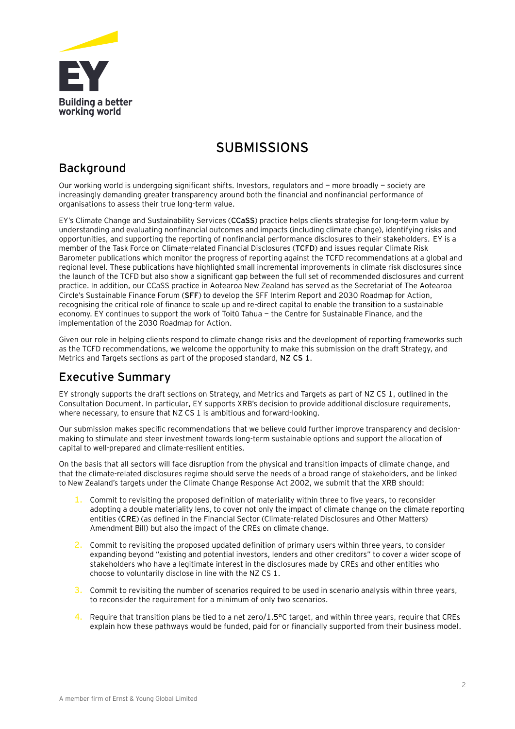# SUBMISSIONS

## Background

Our working world is undergoing significant shifts. Investors, regulators and — more broadly — society are increasingly demanding greater transparency around both the financial and nonfinancial performance of organisations to assess their true long-term value.

EY's Climate Change and Sustainability Services (**CCaSS**) practice helps clients strategise for long-term value by understanding and evaluating nonfinancial outcomes and impacts (including climate change), identifying risks and opportunities, and supporting the reporting of nonfinancial performance disclosures to their stakeholders. EY is a member of the Task Force on Climate-related Financial Disclosures (**TCFD**) and issues regular Climate Risk Barometer publications which monitor the progress of reporting against the TCFD recommendations at a global and regional level. These publications have highlighted small incremental improvements in climate risk disclosures since the launch of the TCFD but also show a significant gap between the full set of recommended disclosures and current practice. In addition, our CCaSS practice in Aotearoa New Zealand has served as the Secretariat of The Aotearoa Circle's Sustainable Finance Forum (**SFF**) to develop the SFF Interim Report and 2030 Roadmap for Action, recognising the critical role of finance to scale up and re-direct capital to enable the transition to a sustainable economy. EY continues to support the work of Toitū Tahua — the Centre for Sustainable Finance, and the implementation of the 2030 Roadmap for Action.

Given our role in helping clients respond to climate change risks and the development of reporting frameworks such as the TCFD recommendations, we welcome the opportunity to make this submission on the draft Strategy, and Metrics and Targets sections as part of the proposed standard, **NZ CS 1**.

## Executive Summary

EY strongly supports the draft sections on Strategy, and Metrics and Targets as part of NZ CS 1, outlined in the Consultation Document. In particular, EY supports XRB's decision to provide additional disclosure requirements, where necessary, to ensure that NZ CS 1 is ambitious and forward-looking.

Our submission makes specific recommendations that we believe could further improve transparency and decision-making to stimulate and steer investment towards long-term sustainable options and support the allocation of capital to well-prepared and climate-resilient entities.

On the basis that all sectors will face disruption from the physical and transition impacts of climate change, and that the climate-related disclosures regime should serve the needs of a broad range of stakeholders, and be linked to New Zealand's targets under the Climate Change Response Act 2002, we submit that the XRB should:

1. Commit to revisiting the proposed definition of materiality within three to five years, to reconsider adopting a double materiality lens, to cover not only the impact of climate change on the climate reporting entities (**CRE**) (as defined in the Financial Sector (Climate-related Disclosures and Other Matters) Amendment Bill) but also the impact of the CREs on climate change.
2. Commit to revisiting the proposed updated definition of primary users within three years, to consider expanding beyond "existing and potential investors, lenders and other creditors" to cover a wider scope of stakeholders who have a legitimate interest in the disclosures made by CREs and other entities who choose to voluntarily disclose in line with the NZ CS 1.
3. Commit to revisiting the number of scenarios required to be used in scenario analysis within three years, to reconsider the requirement for a minimum of only two scenarios.
4. Require that transition plans be tied to a net zero/1.5°C target, and within three years, require that CREs explain how these pathways would be funded, paid for or financially supported from their business model.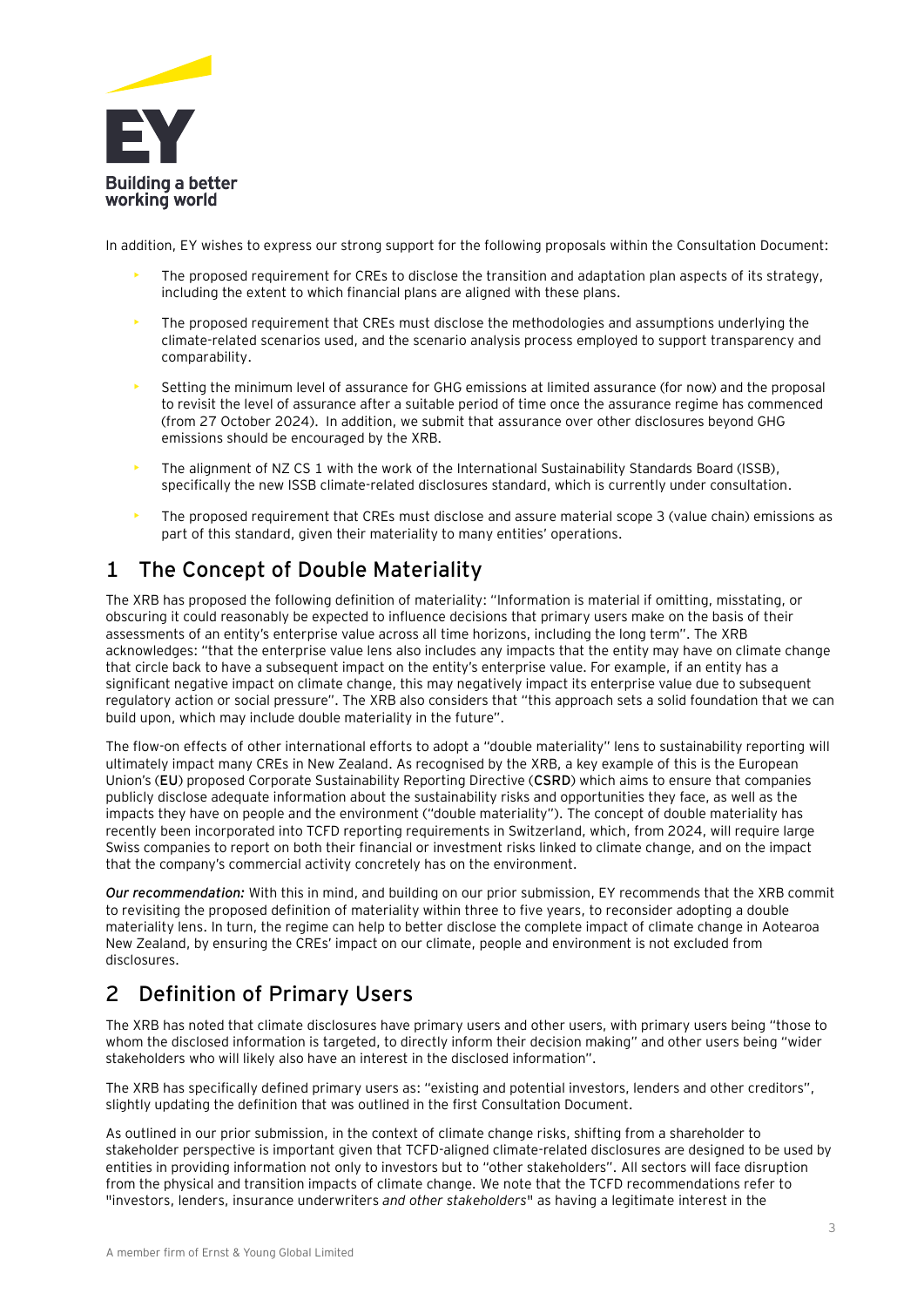In addition, EY wishes to express our strong support for the following proposals within the Consultation Document:

- The proposed requirement for CREs to disclose the transition and adaptation plan aspects of its strategy, including the extent to which financial plans are aligned with these plans.
- The proposed requirement that CREs must disclose the methodologies and assumptions underlying the climate-related scenarios used, and the scenario analysis process employed to support transparency and comparability.
- Setting the minimum level of assurance for GHG emissions at limited assurance (for now) and the proposal to revisit the level of assurance after a suitable period of time once the assurance regime has commenced (from 27 October 2024). In addition, we submit that assurance over other disclosures beyond GHG emissions should be encouraged by the XRB.
- The alignment of NZ CS 1 with the work of the International Sustainability Standards Board (ISSB), specifically the new ISSB climate-related disclosures standard, which is currently under consultation.
- The proposed requirement that CREs must disclose and assure material scope 3 (value chain) emissions as part of this standard, given their materiality to many entities' operations.

## 1 The Concept of Double Materiality

The XRB has proposed the following definition of materiality: "Information is material if omitting, misstating, or obscuring it could reasonably be expected to influence decisions that primary users make on the basis of their assessments of an entity's enterprise value across all time horizons, including the long term". The XRB acknowledges: "that the enterprise value lens also includes any impacts that the entity may have on climate change that circle back to have a subsequent impact on the entity's enterprise value. For example, if an entity has a significant negative impact on climate change, this may negatively impact its enterprise value due to subsequent regulatory action or social pressure". The XRB also considers that "this approach sets a solid foundation that we can build upon, which may include double materiality in the future".

The flow-on effects of other international efforts to adopt a "double materiality" lens to sustainability reporting will ultimately impact many CREs in New Zealand. As recognised by the XRB, a key example of this is the European Union's (**EU**) proposed Corporate Sustainability Reporting Directive (**CSRD**) which aims to ensure that companies publicly disclose adequate information about the sustainability risks and opportunities they face, as well as the impacts they have on people and the environment ("double materiality"). The concept of double materiality has recently been incorporated into TCFD reporting requirements in Switzerland, which, from 2024, will require large Swiss companies to report on both their financial or investment risks linked to climate change, and on the impact that the company's commercial activity concretely has on the environment.

***Our recommendation:*** With this in mind, and building on our prior submission, EY recommends that the XRB commit to revisiting the proposed definition of materiality within three to five years, to reconsider adopting a double materiality lens. In turn, the regime can help to better disclose the complete impact of climate change in Aotearoa New Zealand, by ensuring the CREs' impact on our climate, people and environment is not excluded from disclosures.

## 2 Definition of Primary Users

The XRB has noted that climate disclosures have primary users and other users, with primary users being "those to whom the disclosed information is targeted, to directly inform their decision making" and other users being "wider stakeholders who will likely also have an interest in the disclosed information".

The XRB has specifically defined primary users as: "existing and potential investors, lenders and other creditors", slightly updating the definition that was outlined in the first Consultation Document.

As outlined in our prior submission, in the context of climate change risks, shifting from a shareholder to stakeholder perspective is important given that TCFD-aligned climate-related disclosures are designed to be used by entities in providing information not only to investors but to "other stakeholders". All sectors will face disruption from the physical and transition impacts of climate change. We note that the TCFD recommendations refer to "investors, lenders, insurance underwriters *and other stakeholders*" as having a legitimate interest in the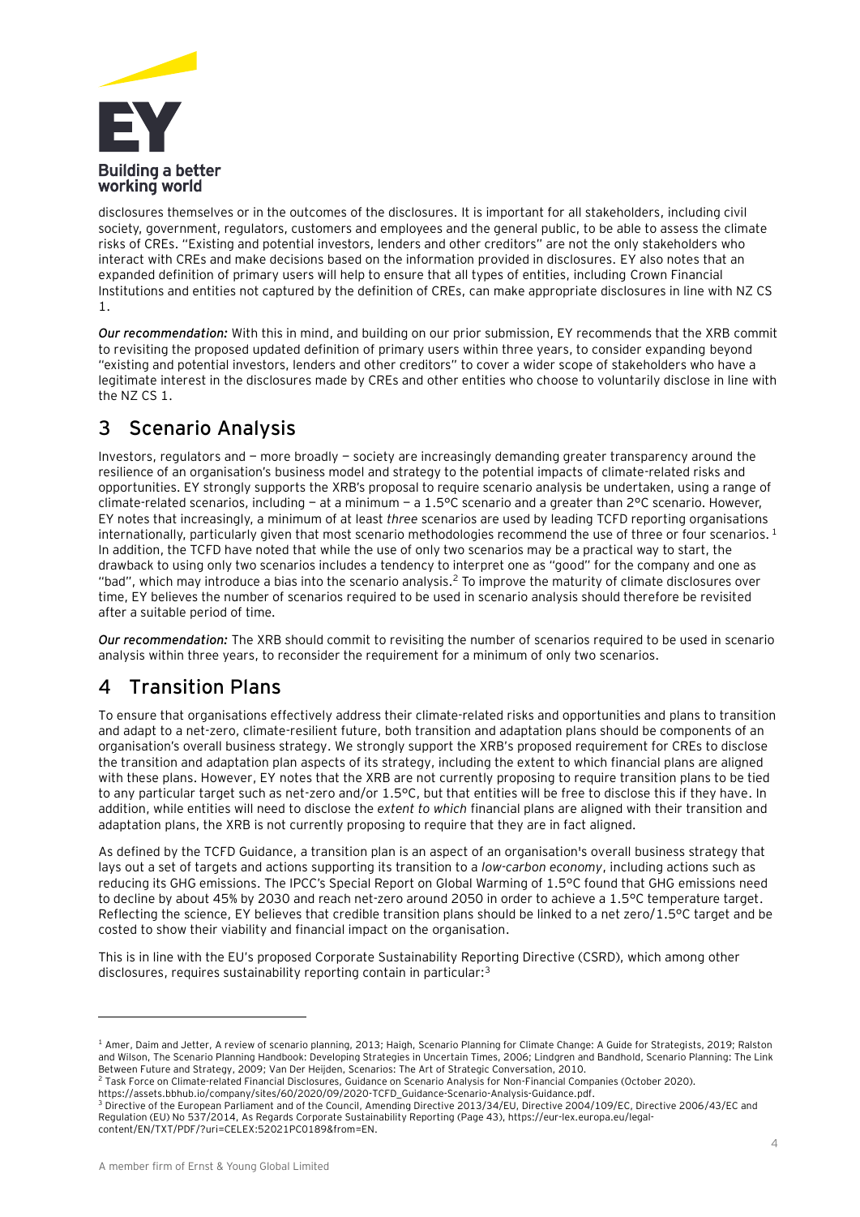disclosures themselves or in the outcomes of the disclosures. It is important for all stakeholders, including civil society, government, regulators, customers and employees and the general public, to be able to assess the climate risks of CREs. "Existing and potential investors, lenders and other creditors" are not the only stakeholders who interact with CREs and make decisions based on the information provided in disclosures. EY also notes that an expanded definition of primary users will help to ensure that all types of entities, including Crown Financial Institutions and entities not captured by the definition of CREs, can make appropriate disclosures in line with NZ CS 1.

***Our recommendation:*** With this in mind, and building on our prior submission, EY recommends that the XRB commit to revisiting the proposed updated definition of primary users within three years, to consider expanding beyond "existing and potential investors, lenders and other creditors" to cover a wider scope of stakeholders who have a legitimate interest in the disclosures made by CREs and other entities who choose to voluntarily disclose in line with the NZ CS 1.

## 3 Scenario Analysis

Investors, regulators and — more broadly — society are increasingly demanding greater transparency around the resilience of an organisation's business model and strategy to the potential impacts of climate-related risks and opportunities. EY strongly supports the XRB's proposal to require scenario analysis be undertaken, using a range of climate-related scenarios, including — at a minimum — a 1.5°C scenario and a greater than 2°C scenario. However, EY notes that increasingly, a minimum of at least *three* scenarios are used by leading TCFD reporting organisations internationally, particularly given that most scenario methodologies recommend the use of three or four scenarios. [1] In addition, the TCFD have noted that while the use of only two scenarios may be a practical way to start, the drawback to using only two scenarios includes a tendency to interpret one as "good" for the company and one as "bad", which may introduce a bias into the scenario analysis.[2] To improve the maturity of climate disclosures over time, EY believes the number of scenarios required to be used in scenario analysis should therefore be revisited after a suitable period of time.

***Our recommendation:*** The XRB should commit to revisiting the number of scenarios required to be used in scenario analysis within three years, to reconsider the requirement for a minimum of only two scenarios.

## 4 Transition Plans

To ensure that organisations effectively address their climate-related risks and opportunities and plans to transition and adapt to a net-zero, climate-resilient future, both transition and adaptation plans should be components of an organisation's overall business strategy. We strongly support the XRB's proposed requirement for CREs to disclose the transition and adaptation plan aspects of its strategy, including the extent to which financial plans are aligned with these plans. However, EY notes that the XRB are not currently proposing to require transition plans to be tied to any particular target such as net-zero and/or 1.5°C, but that entities will be free to disclose this if they have. In addition, while entities will need to disclose the *extent to which* financial plans are aligned with their transition and adaptation plans, the XRB is not currently proposing to require that they are in fact aligned.

As defined by the TCFD Guidance, a transition plan is an aspect of an organisation's overall business strategy that lays out a set of targets and actions supporting its transition to a *low-carbon economy*, including actions such as reducing its GHG emissions. The IPCC's Special Report on Global Warming of 1.5°C found that GHG emissions need to decline by about 45% by 2030 and reach net-zero around 2050 in order to achieve a 1.5°C temperature target. Reflecting the science, EY believes that credible transition plans should be linked to a net zero/1.5°C target and be costed to show their viability and financial impact on the organisation.

This is in line with the EU's proposed Corporate Sustainability Reporting Directive (CSRD), which among other disclosures, requires sustainability reporting contain in particular:[3]

---

[1] Amer, Daim and Jetter, A review of scenario planning, 2013; Haigh, Scenario Planning for Climate Change: A Guide for Strategists, 2019; Ralston and Wilson, The Scenario Planning Handbook: Developing Strategies in Uncertain Times, 2006; Lindgren and Bandhold, Scenario Planning: The Link Between Future and Strategy, 2009; Van Der Heijden, Scenarios: The Art of Strategic Conversation, 2010.

[2] Task Force on Climate-related Financial Disclosures, Guidance on Scenario Analysis for Non-Financial Companies (October 2020). https://assets.bbhub.io/company/sites/60/2020/09/2020-TCFD_Guidance-Scenario-Analysis-Guidance.pdf.

[3] Directive of the European Parliament and of the Council, Amending Directive 2013/34/EU, Directive 2004/109/EC, Directive 2006/43/EC and Regulation (EU) No 537/2014, As Regards Corporate Sustainability Reporting (Page 43), https://eur-lex.europa.eu/legal-content/EN/TXT/PDF/?uri=CELEX:52021PC0189&from=EN.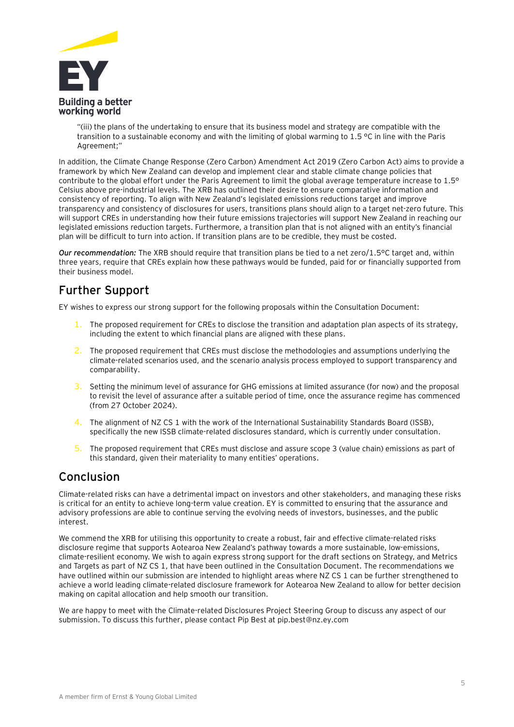"(iii) the plans of the undertaking to ensure that its business model and strategy are compatible with the transition to a sustainable economy and with the limiting of global warming to 1.5 °C in line with the Paris Agreement;"

In addition, the Climate Change Response (Zero Carbon) Amendment Act 2019 (Zero Carbon Act) aims to provide a framework by which New Zealand can develop and implement clear and stable climate change policies that contribute to the global effort under the Paris Agreement to limit the global average temperature increase to 1.5° Celsius above pre-industrial levels. The XRB has outlined their desire to ensure comparative information and consistency of reporting. To align with New Zealand's legislated emissions reductions target and improve transparency and consistency of disclosures for users, transitions plans should align to a target net-zero future. This will support CREs in understanding how their future emissions trajectories will support New Zealand in reaching our legislated emissions reduction targets. Furthermore, a transition plan that is not aligned with an entity's financial plan will be difficult to turn into action. If transition plans are to be credible, they must be costed.

***Our recommendation:*** The XRB should require that transition plans be tied to a net zero/1.5°C target and, within three years, require that CREs explain how these pathways would be funded, paid for or financially supported from their business model.

## Further Support

EY wishes to express our strong support for the following proposals within the Consultation Document:

1. The proposed requirement for CREs to disclose the transition and adaptation plan aspects of its strategy, including the extent to which financial plans are aligned with these plans.
2. The proposed requirement that CREs must disclose the methodologies and assumptions underlying the climate-related scenarios used, and the scenario analysis process employed to support transparency and comparability.
3. Setting the minimum level of assurance for GHG emissions at limited assurance (for now) and the proposal to revisit the level of assurance after a suitable period of time, once the assurance regime has commenced (from 27 October 2024).
4. The alignment of NZ CS 1 with the work of the International Sustainability Standards Board (ISSB), specifically the new ISSB climate-related disclosures standard, which is currently under consultation.
5. The proposed requirement that CREs must disclose and assure scope 3 (value chain) emissions as part of this standard, given their materiality to many entities' operations.

## Conclusion

Climate-related risks can have a detrimental impact on investors and other stakeholders, and managing these risks is critical for an entity to achieve long-term value creation. EY is committed to ensuring that the assurance and advisory professions are able to continue serving the evolving needs of investors, businesses, and the public interest.

We commend the XRB for utilising this opportunity to create a robust, fair and effective climate-related risks disclosure regime that supports Aotearoa New Zealand's pathway towards a more sustainable, low-emissions, climate-resilient economy. We wish to again express strong support for the draft sections on Strategy, and Metrics and Targets as part of NZ CS 1, that have been outlined in the Consultation Document. The recommendations we have outlined within our submission are intended to highlight areas where NZ CS 1 can be further strengthened to achieve a world leading climate-related disclosure framework for Aotearoa New Zealand to allow for better decision making on capital allocation and help smooth our transition.

We are happy to meet with the Climate-related Disclosures Project Steering Group to discuss any aspect of our submission. To discuss this further, please contact Pip Best at pip.best@nz.ey.com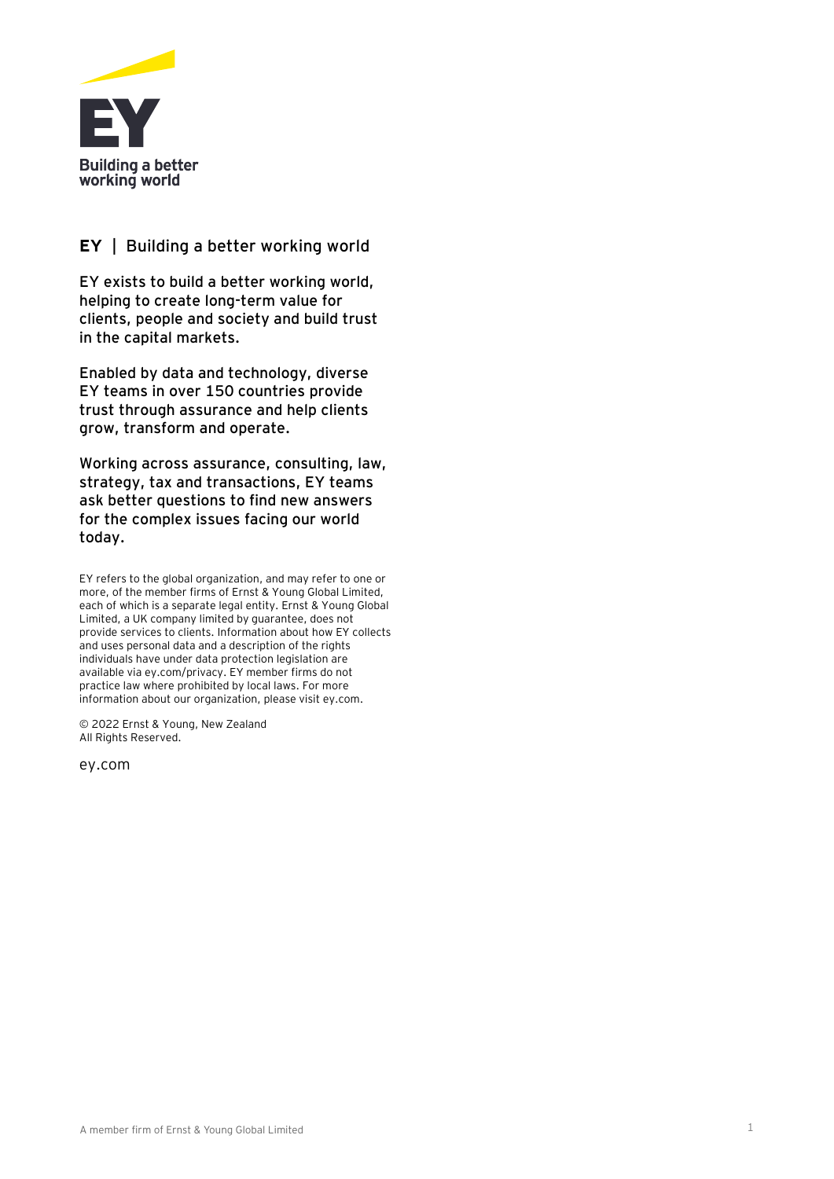EY
Building a better working world

**EY | Building a better working world**

**EY exists to build a better working world, helping to create long-term value for clients, people and society and build trust in the capital markets.**

**Enabled by data and technology, diverse EY teams in over 150 countries provide trust through assurance and help clients grow, transform and operate.**

**Working across assurance, consulting, law, strategy, tax and transactions, EY teams ask better questions to find new answers for the complex issues facing our world today.**

EY refers to the global organization, and may refer to one or more, of the member firms of Ernst & Young Global Limited, each of which is a separate legal entity. Ernst & Young Global Limited, a UK company limited by guarantee, does not provide services to clients. Information about how EY collects and uses personal data and a description of the rights individuals have under data protection legislation are available via ey.com/privacy. EY member firms do not practice law where prohibited by local laws. For more information about our organization, please visit ey.com.

© 2022 Ernst & Young, New Zealand
All Rights Reserved.

ey.com